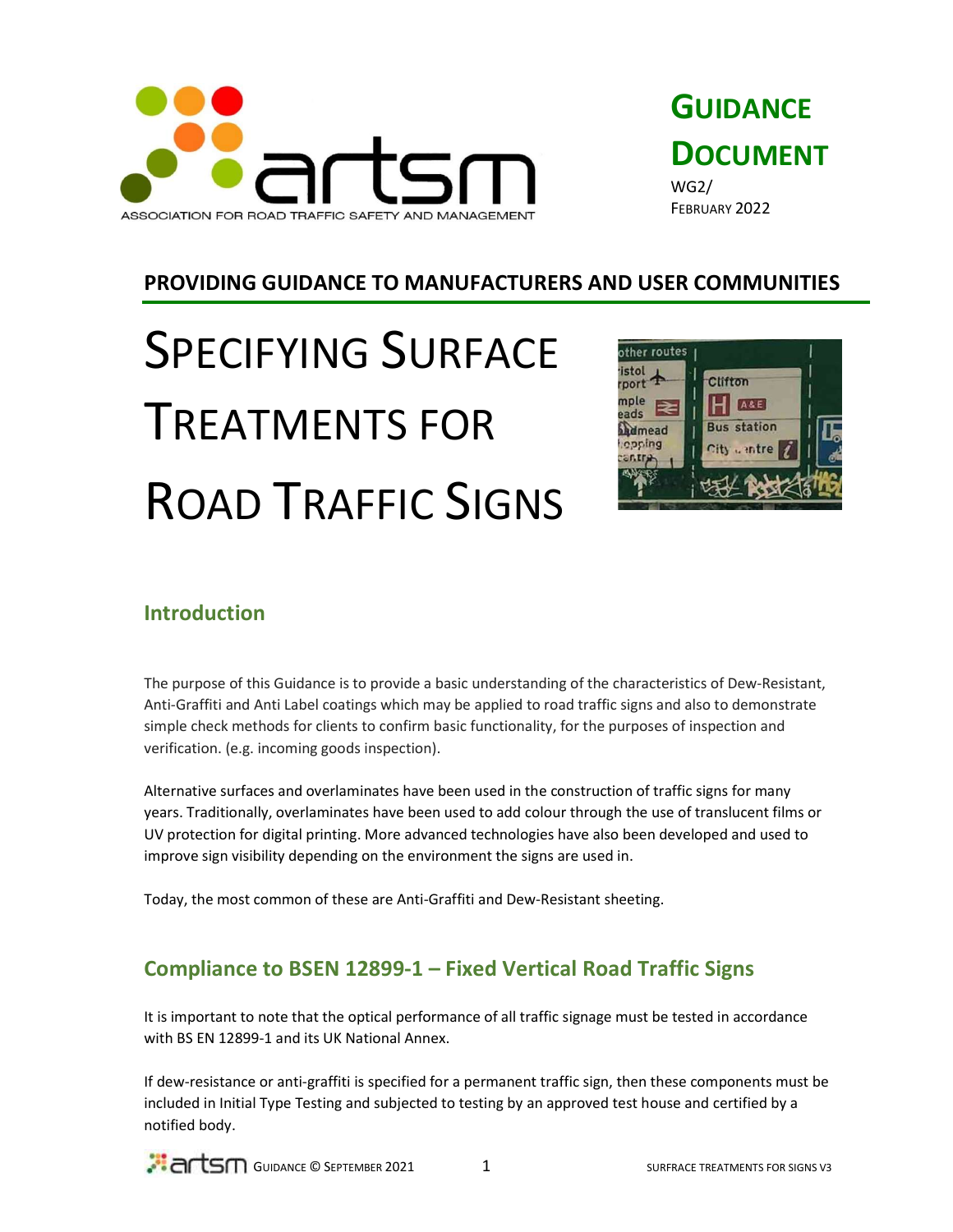ASSOCIATION FOR ROAD TRAFFIC SAFETY AND MANAGEMENT

**GUIDANCE DOCUMENT**

WG2/
FEBRUARY 2022

**PROVIDING GUIDANCE TO MANUFACTURERS AND USER COMMUNITIES**

# SPECIFYING SURFACE TREATMENTS FOR ROAD TRAFFIC SIGNS

## Introduction

The purpose of this Guidance is to provide a basic understanding of the characteristics of Dew-Resistant, Anti-Graffiti and Anti Label coatings which may be applied to road traffic signs and also to demonstrate simple check methods for clients to confirm basic functionality, for the purposes of inspection and verification. (e.g. incoming goods inspection).

Alternative surfaces and overlaminates have been used in the construction of traffic signs for many years. Traditionally, overlaminates have been used to add colour through the use of translucent films or UV protection for digital printing. More advanced technologies have also been developed and used to improve sign visibility depending on the environment the signs are used in.

Today, the most common of these are Anti-Graffiti and Dew-Resistant sheeting.

## Compliance to BSEN 12899-1 – Fixed Vertical Road Traffic Signs

It is important to note that the optical performance of all traffic signage must be tested in accordance with BS EN 12899-1 and its UK National Annex.

If dew-resistance or anti-graffiti is specified for a permanent traffic sign, then these components must be included in Initial Type Testing and subjected to testing by an approved test house and certified by a notified body.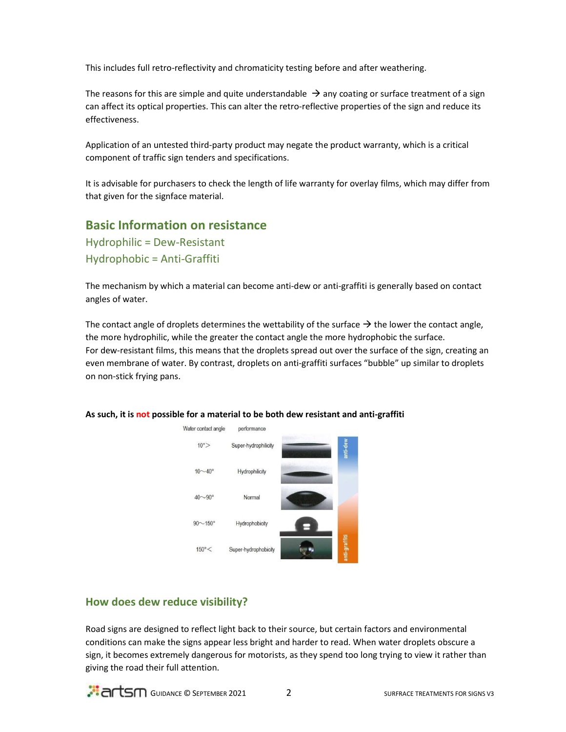This includes full retro-reflectivity and chromaticity testing before and after weathering.

The reasons for this are simple and quite understandable → any coating or surface treatment of a sign can affect its optical properties. This can alter the retro-reflective properties of the sign and reduce its effectiveness.

Application of an untested third-party product may negate the product warranty, which is a critical component of traffic sign tenders and specifications.

It is advisable for purchasers to check the length of life warranty for overlay films, which may differ from that given for the signface material.

## Basic Information on resistance

### Hydrophilic = Dew-Resistant

### Hydrophobic = Anti-Graffiti

The mechanism by which a material can become anti-dew or anti-graffiti is generally based on contact angles of water.

The contact angle of droplets determines the wettability of the surface → the lower the contact angle, the more hydrophilic, while the greater the contact angle the more hydrophobic the surface.
For dew-resistant films, this means that the droplets spread out over the surface of the sign, creating an even membrane of water. By contrast, droplets on anti-graffiti surfaces "bubble" up similar to droplets on non-stick frying pans.

**As such, it is not possible for a material to be both dew resistant and anti-graffiti**

| Water contact angle | performance | |
|---|---|---|
| 10°> | Super-hydrophilicity | anti-dew |
| 10~40° | Hydrophilicity | |
| 40~90° | Normal | |
| 90~150° | Hydrophobicity | |
| 150°< | Super-hydrophobicity | anti-graffiti |

## How does dew reduce visibility?

Road signs are designed to reflect light back to their source, but certain factors and environmental conditions can make the signs appear less bright and harder to read. When water droplets obscure a sign, it becomes extremely dangerous for motorists, as they spend too long trying to view it rather than giving the road their full attention.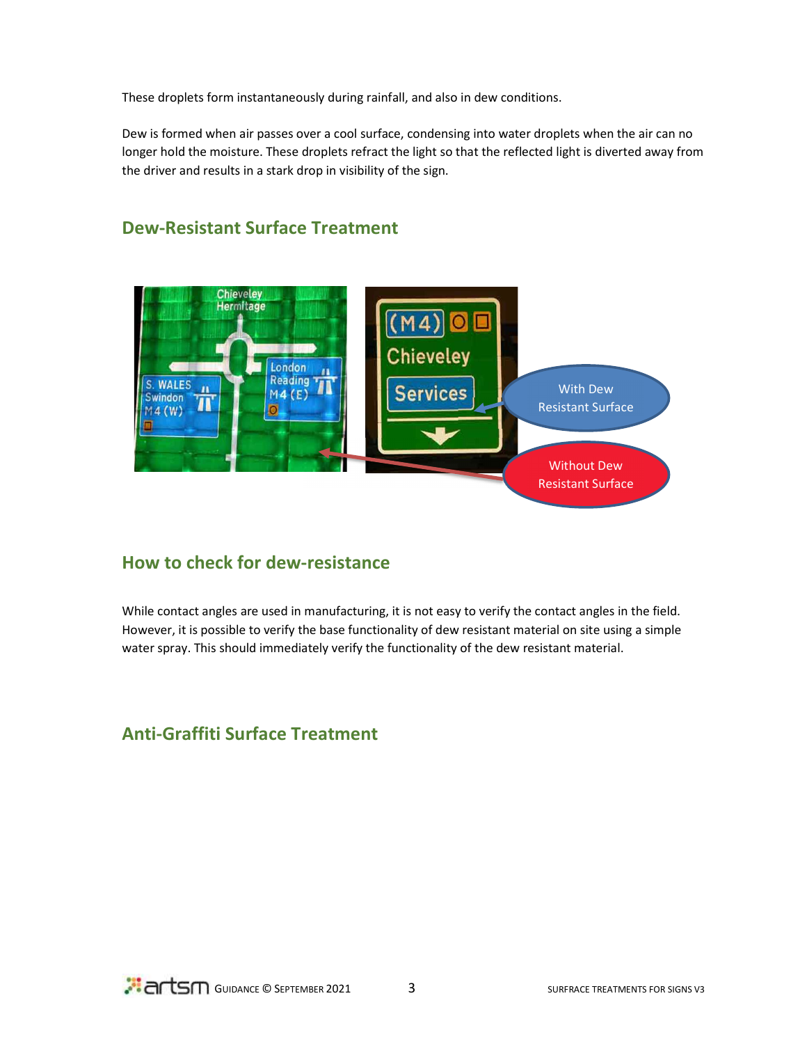These droplets form instantaneously during rainfall, and also in dew conditions.

Dew is formed when air passes over a cool surface, condensing into water droplets when the air can no longer hold the moisture. These droplets refract the light so that the reflected light is diverted away from the driver and results in a stark drop in visibility of the sign.

## Dew-Resistant Surface Treatment

With Dew Resistant Surface

Without Dew Resistant Surface

## How to check for dew-resistance

While contact angles are used in manufacturing, it is not easy to verify the contact angles in the field. However, it is possible to verify the base functionality of dew resistant material on site using a simple water spray. This should immediately verify the functionality of the dew resistant material.

## Anti-Graffiti Surface Treatment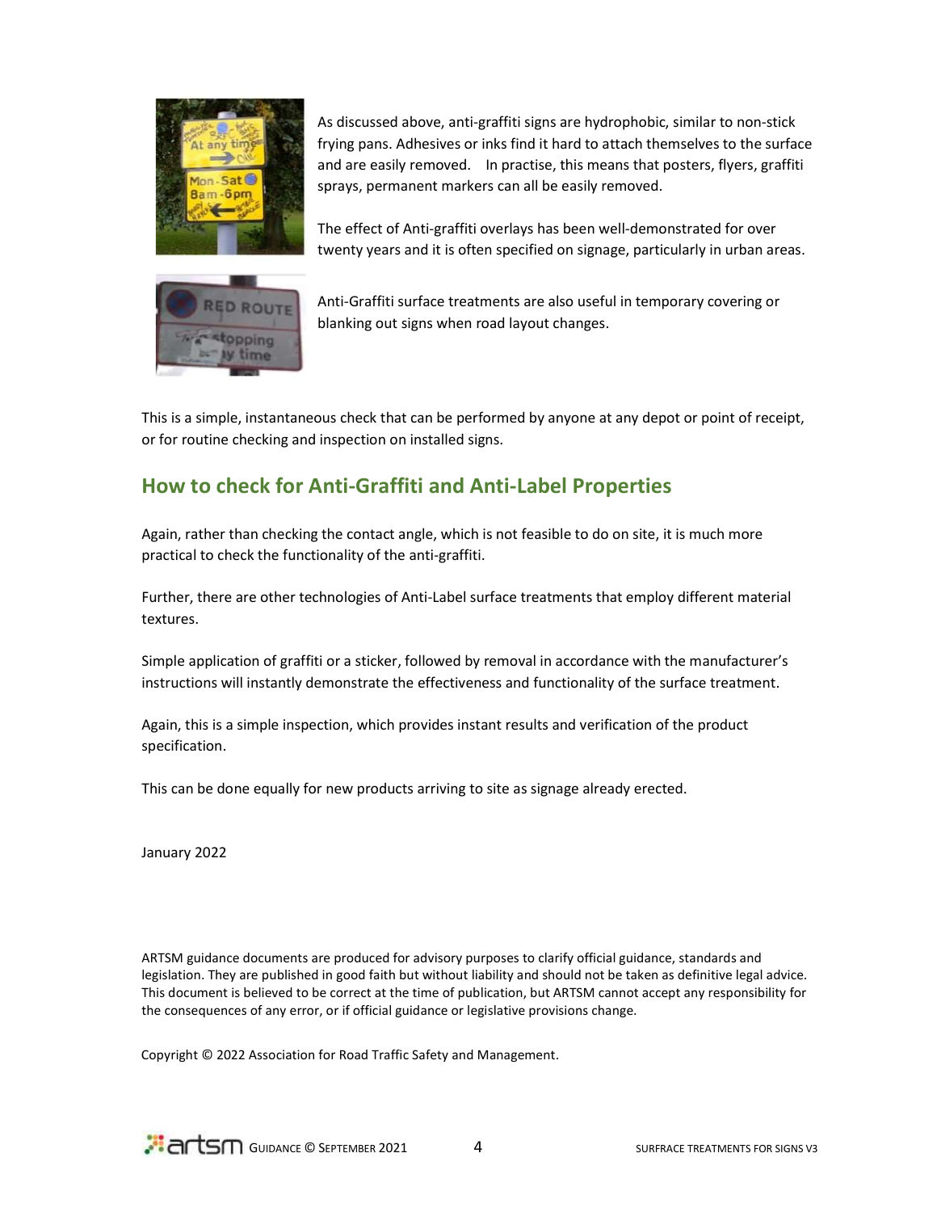As discussed above, anti-graffiti signs are hydrophobic, similar to non-stick frying pans. Adhesives or inks find it hard to attach themselves to the surface and are easily removed. In practise, this means that posters, flyers, graffiti sprays, permanent markers can all be easily removed.

The effect of Anti-graffiti overlays has been well-demonstrated for over twenty years and it is often specified on signage, particularly in urban areas.

Anti-Graffiti surface treatments are also useful in temporary covering or blanking out signs when road layout changes.

This is a simple, instantaneous check that can be performed by anyone at any depot or point of receipt, or for routine checking and inspection on installed signs.

## How to check for Anti-Graffiti and Anti-Label Properties

Again, rather than checking the contact angle, which is not feasible to do on site, it is much more practical to check the functionality of the anti-graffiti.

Further, there are other technologies of Anti-Label surface treatments that employ different material textures.

Simple application of graffiti or a sticker, followed by removal in accordance with the manufacturer's instructions will instantly demonstrate the effectiveness and functionality of the surface treatment.

Again, this is a simple inspection, which provides instant results and verification of the product specification.

This can be done equally for new products arriving to site as signage already erected.

January 2022

ARTSM guidance documents are produced for advisory purposes to clarify official guidance, standards and legislation. They are published in good faith but without liability and should not be taken as definitive legal advice. This document is believed to be correct at the time of publication, but ARTSM cannot accept any responsibility for the consequences of any error, or if official guidance or legislative provisions change.

Copyright © 2022 Association for Road Traffic Safety and Management.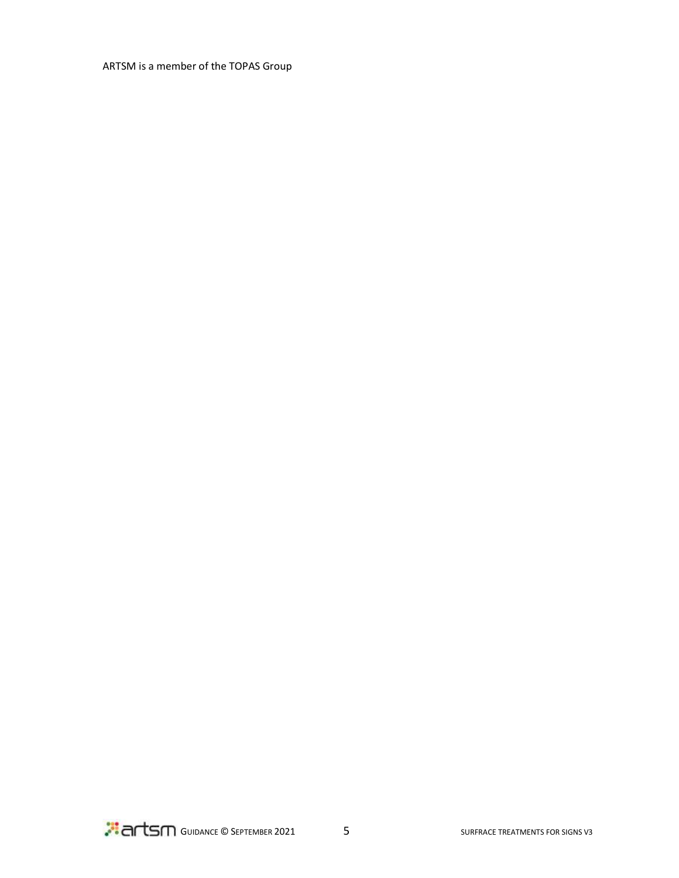ARTSM is a member of the TOPAS Group